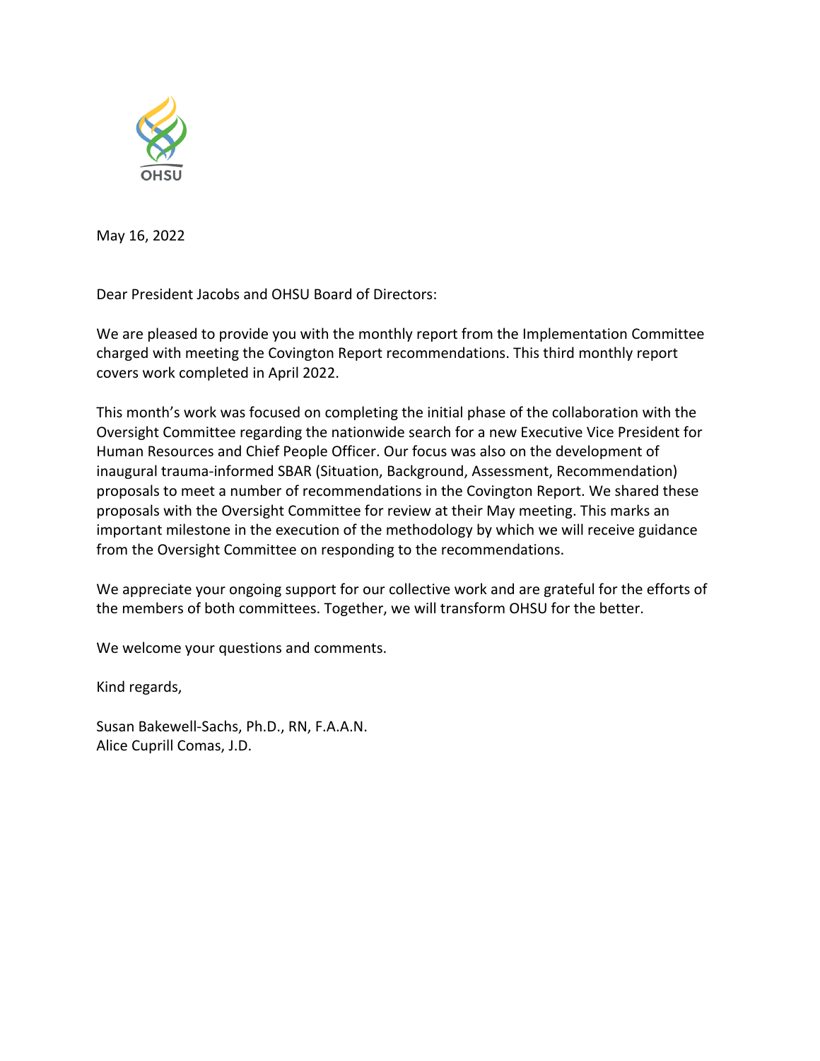May 16, 2022

Dear President Jacobs and OHSU Board of Directors:

We are pleased to provide you with the monthly report from the Implementation Committee charged with meeting the Covington Report recommendations. This third monthly report covers work completed in April 2022.

This month's work was focused on completing the initial phase of the collaboration with the Oversight Committee regarding the nationwide search for a new Executive Vice President for Human Resources and Chief People Officer. Our focus was also on the development of inaugural trauma-informed SBAR (Situation, Background, Assessment, Recommendation) proposals to meet a number of recommendations in the Covington Report. We shared these proposals with the Oversight Committee for review at their May meeting. This marks an important milestone in the execution of the methodology by which we will receive guidance from the Oversight Committee on responding to the recommendations.

We appreciate your ongoing support for our collective work and are grateful for the efforts of the members of both committees. Together, we will transform OHSU for the better.

We welcome your questions and comments.

Kind regards,

Susan Bakewell-Sachs, Ph.D., RN, F.A.A.N.
Alice Cuprill Comas, J.D.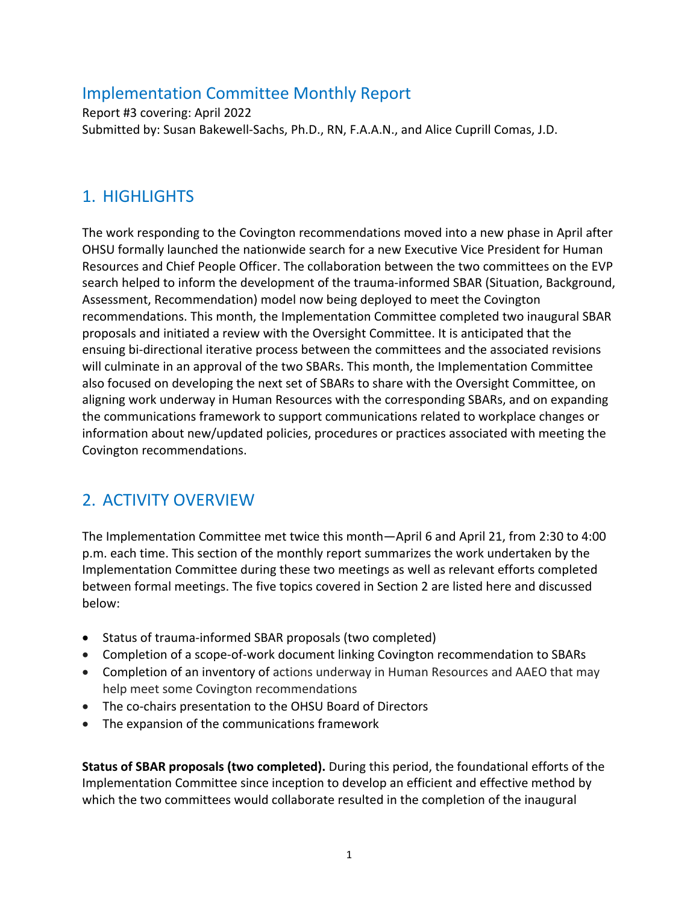## Implementation Committee Monthly Report

Report #3 covering: April 2022
Submitted by: Susan Bakewell-Sachs, Ph.D., RN, F.A.A.N., and Alice Cuprill Comas, J.D.

## 1. HIGHLIGHTS

The work responding to the Covington recommendations moved into a new phase in April after OHSU formally launched the nationwide search for a new Executive Vice President for Human Resources and Chief People Officer. The collaboration between the two committees on the EVP search helped to inform the development of the trauma-informed SBAR (Situation, Background, Assessment, Recommendation) model now being deployed to meet the Covington recommendations. This month, the Implementation Committee completed two inaugural SBAR proposals and initiated a review with the Oversight Committee. It is anticipated that the ensuing bi-directional iterative process between the committees and the associated revisions will culminate in an approval of the two SBARs. This month, the Implementation Committee also focused on developing the next set of SBARs to share with the Oversight Committee, on aligning work underway in Human Resources with the corresponding SBARs, and on expanding the communications framework to support communications related to workplace changes or information about new/updated policies, procedures or practices associated with meeting the Covington recommendations.

## 2. ACTIVITY OVERVIEW

The Implementation Committee met twice this month—April 6 and April 21, from 2:30 to 4:00 p.m. each time. This section of the monthly report summarizes the work undertaken by the Implementation Committee during these two meetings as well as relevant efforts completed between formal meetings. The five topics covered in Section 2 are listed here and discussed below:

- Status of trauma-informed SBAR proposals (two completed)
- Completion of a scope-of-work document linking Covington recommendation to SBARs
- Completion of an inventory of actions underway in Human Resources and AAEO that may help meet some Covington recommendations
- The co-chairs presentation to the OHSU Board of Directors
- The expansion of the communications framework

**Status of SBAR proposals (two completed).** During this period, the foundational efforts of the Implementation Committee since inception to develop an efficient and effective method by which the two committees would collaborate resulted in the completion of the inaugural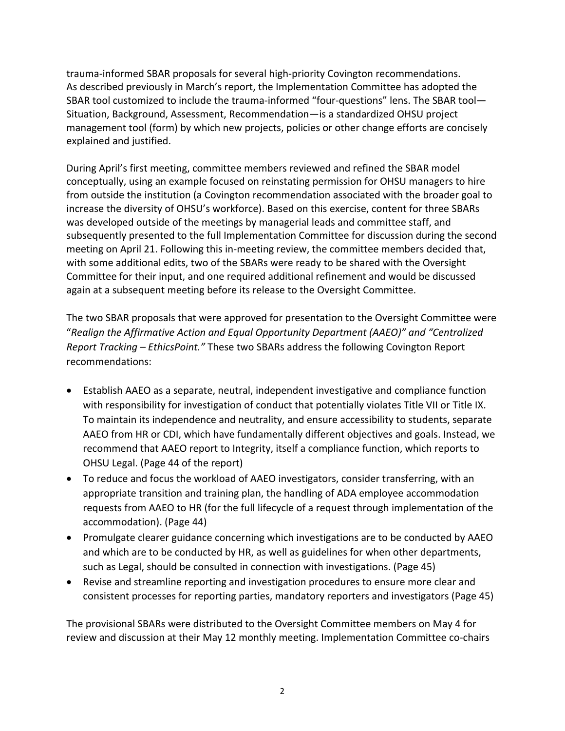trauma-informed SBAR proposals for several high-priority Covington recommendations. As described previously in March's report, the Implementation Committee has adopted the SBAR tool customized to include the trauma-informed "four-questions" lens. The SBAR tool—Situation, Background, Assessment, Recommendation—is a standardized OHSU project management tool (form) by which new projects, policies or other change efforts are concisely explained and justified.

During April's first meeting, committee members reviewed and refined the SBAR model conceptually, using an example focused on reinstating permission for OHSU managers to hire from outside the institution (a Covington recommendation associated with the broader goal to increase the diversity of OHSU's workforce). Based on this exercise, content for three SBARs was developed outside of the meetings by managerial leads and committee staff, and subsequently presented to the full Implementation Committee for discussion during the second meeting on April 21. Following this in-meeting review, the committee members decided that, with some additional edits, two of the SBARs were ready to be shared with the Oversight Committee for their input, and one required additional refinement and would be discussed again at a subsequent meeting before its release to the Oversight Committee.

The two SBAR proposals that were approved for presentation to the Oversight Committee were "*Realign the Affirmative Action and Equal Opportunity Department (AAEO)" and "Centralized Report Tracking – EthicsPoint."* These two SBARs address the following Covington Report recommendations:

- Establish AAEO as a separate, neutral, independent investigative and compliance function with responsibility for investigation of conduct that potentially violates Title VII or Title IX. To maintain its independence and neutrality, and ensure accessibility to students, separate AAEO from HR or CDI, which have fundamentally different objectives and goals. Instead, we recommend that AAEO report to Integrity, itself a compliance function, which reports to OHSU Legal. (Page 44 of the report)
- To reduce and focus the workload of AAEO investigators, consider transferring, with an appropriate transition and training plan, the handling of ADA employee accommodation requests from AAEO to HR (for the full lifecycle of a request through implementation of the accommodation). (Page 44)
- Promulgate clearer guidance concerning which investigations are to be conducted by AAEO and which are to be conducted by HR, as well as guidelines for when other departments, such as Legal, should be consulted in connection with investigations. (Page 45)
- Revise and streamline reporting and investigation procedures to ensure more clear and consistent processes for reporting parties, mandatory reporters and investigators (Page 45)

The provisional SBARs were distributed to the Oversight Committee members on May 4 for review and discussion at their May 12 monthly meeting. Implementation Committee co-chairs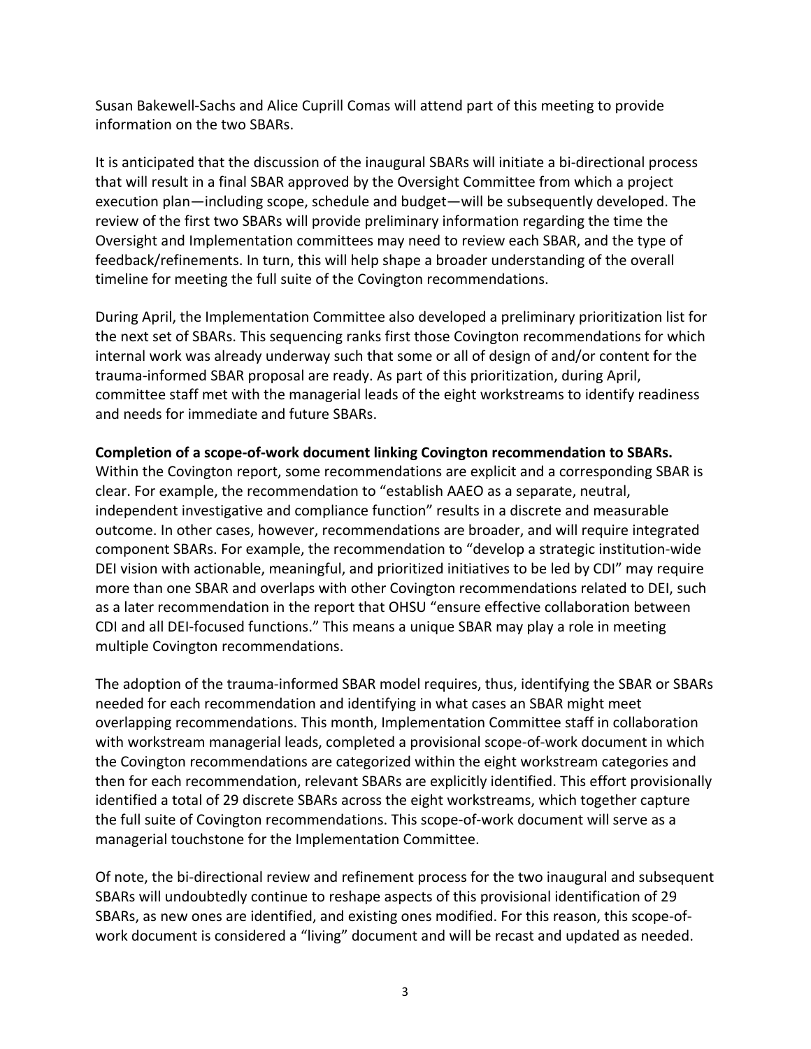Susan Bakewell-Sachs and Alice Cuprill Comas will attend part of this meeting to provide information on the two SBARs.

It is anticipated that the discussion of the inaugural SBARs will initiate a bi-directional process that will result in a final SBAR approved by the Oversight Committee from which a project execution plan—including scope, schedule and budget—will be subsequently developed. The review of the first two SBARs will provide preliminary information regarding the time the Oversight and Implementation committees may need to review each SBAR, and the type of feedback/refinements. In turn, this will help shape a broader understanding of the overall timeline for meeting the full suite of the Covington recommendations.

During April, the Implementation Committee also developed a preliminary prioritization list for the next set of SBARs. This sequencing ranks first those Covington recommendations for which internal work was already underway such that some or all of design of and/or content for the trauma-informed SBAR proposal are ready. As part of this prioritization, during April, committee staff met with the managerial leads of the eight workstreams to identify readiness and needs for immediate and future SBARs.

**Completion of a scope-of-work document linking Covington recommendation to SBARs.**
Within the Covington report, some recommendations are explicit and a corresponding SBAR is clear. For example, the recommendation to "establish AAEO as a separate, neutral, independent investigative and compliance function" results in a discrete and measurable outcome. In other cases, however, recommendations are broader, and will require integrated component SBARs. For example, the recommendation to "develop a strategic institution-wide DEI vision with actionable, meaningful, and prioritized initiatives to be led by CDI" may require more than one SBAR and overlaps with other Covington recommendations related to DEI, such as a later recommendation in the report that OHSU "ensure effective collaboration between CDI and all DEI-focused functions." This means a unique SBAR may play a role in meeting multiple Covington recommendations.

The adoption of the trauma-informed SBAR model requires, thus, identifying the SBAR or SBARs needed for each recommendation and identifying in what cases an SBAR might meet overlapping recommendations. This month, Implementation Committee staff in collaboration with workstream managerial leads, completed a provisional scope-of-work document in which the Covington recommendations are categorized within the eight workstream categories and then for each recommendation, relevant SBARs are explicitly identified. This effort provisionally identified a total of 29 discrete SBARs across the eight workstreams, which together capture the full suite of Covington recommendations. This scope-of-work document will serve as a managerial touchstone for the Implementation Committee.

Of note, the bi-directional review and refinement process for the two inaugural and subsequent SBARs will undoubtedly continue to reshape aspects of this provisional identification of 29 SBARs, as new ones are identified, and existing ones modified. For this reason, this scope-of-work document is considered a "living" document and will be recast and updated as needed.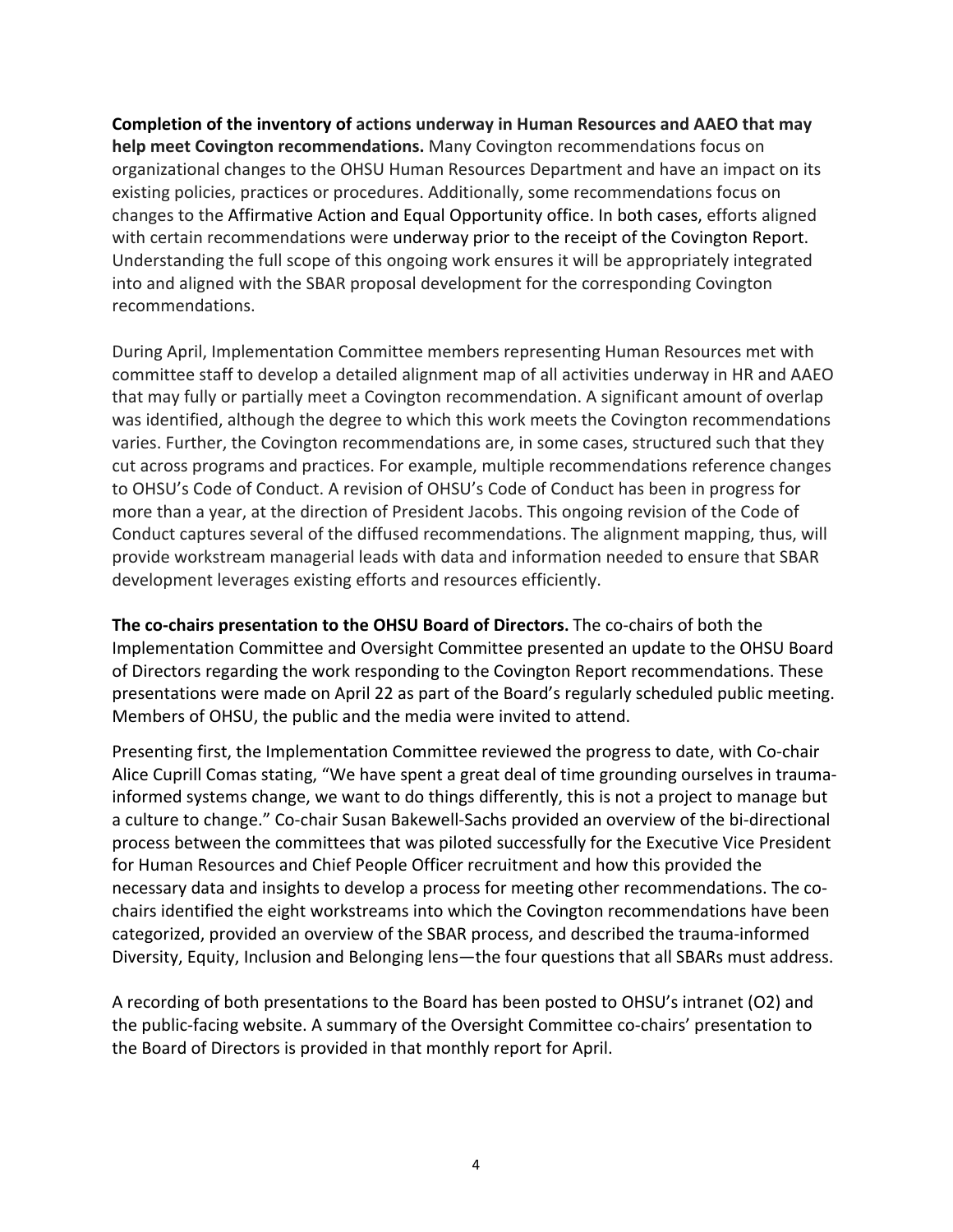**Completion of the inventory of actions underway in Human Resources and AAEO that may help meet Covington recommendations.** Many Covington recommendations focus on organizational changes to the OHSU Human Resources Department and have an impact on its existing policies, practices or procedures. Additionally, some recommendations focus on changes to the Affirmative Action and Equal Opportunity office. In both cases, efforts aligned with certain recommendations were underway prior to the receipt of the Covington Report. Understanding the full scope of this ongoing work ensures it will be appropriately integrated into and aligned with the SBAR proposal development for the corresponding Covington recommendations.

During April, Implementation Committee members representing Human Resources met with committee staff to develop a detailed alignment map of all activities underway in HR and AAEO that may fully or partially meet a Covington recommendation. A significant amount of overlap was identified, although the degree to which this work meets the Covington recommendations varies. Further, the Covington recommendations are, in some cases, structured such that they cut across programs and practices. For example, multiple recommendations reference changes to OHSU's Code of Conduct. A revision of OHSU's Code of Conduct has been in progress for more than a year, at the direction of President Jacobs. This ongoing revision of the Code of Conduct captures several of the diffused recommendations. The alignment mapping, thus, will provide workstream managerial leads with data and information needed to ensure that SBAR development leverages existing efforts and resources efficiently.

**The co-chairs presentation to the OHSU Board of Directors.** The co-chairs of both the Implementation Committee and Oversight Committee presented an update to the OHSU Board of Directors regarding the work responding to the Covington Report recommendations. These presentations were made on April 22 as part of the Board's regularly scheduled public meeting. Members of OHSU, the public and the media were invited to attend.

Presenting first, the Implementation Committee reviewed the progress to date, with Co-chair Alice Cuprill Comas stating, "We have spent a great deal of time grounding ourselves in trauma-informed systems change, we want to do things differently, this is not a project to manage but a culture to change." Co-chair Susan Bakewell-Sachs provided an overview of the bi-directional process between the committees that was piloted successfully for the Executive Vice President for Human Resources and Chief People Officer recruitment and how this provided the necessary data and insights to develop a process for meeting other recommendations. The co-chairs identified the eight workstreams into which the Covington recommendations have been categorized, provided an overview of the SBAR process, and described the trauma-informed Diversity, Equity, Inclusion and Belonging lens—the four questions that all SBARs must address.

A recording of both presentations to the Board has been posted to OHSU's intranet (O2) and the public-facing website. A summary of the Oversight Committee co-chairs' presentation to the Board of Directors is provided in that monthly report for April.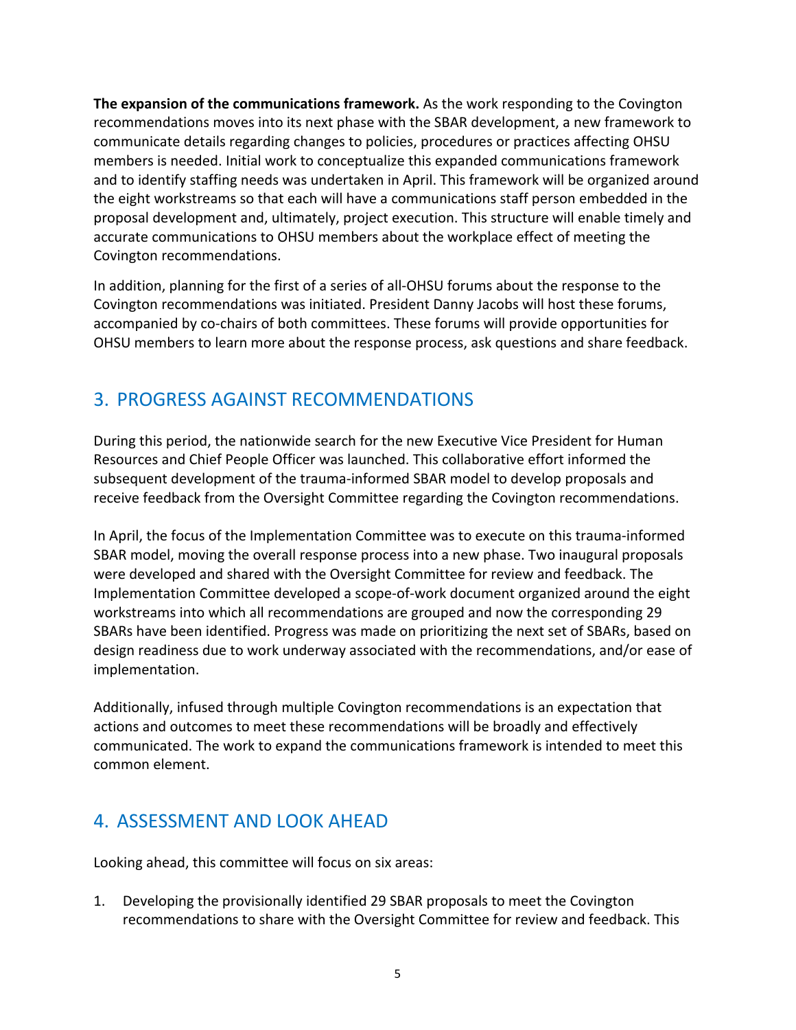**The expansion of the communications framework.** As the work responding to the Covington recommendations moves into its next phase with the SBAR development, a new framework to communicate details regarding changes to policies, procedures or practices affecting OHSU members is needed. Initial work to conceptualize this expanded communications framework and to identify staffing needs was undertaken in April. This framework will be organized around the eight workstreams so that each will have a communications staff person embedded in the proposal development and, ultimately, project execution. This structure will enable timely and accurate communications to OHSU members about the workplace effect of meeting the Covington recommendations.

In addition, planning for the first of a series of all-OHSU forums about the response to the Covington recommendations was initiated. President Danny Jacobs will host these forums, accompanied by co-chairs of both committees. These forums will provide opportunities for OHSU members to learn more about the response process, ask questions and share feedback.

## 3. PROGRESS AGAINST RECOMMENDATIONS

During this period, the nationwide search for the new Executive Vice President for Human Resources and Chief People Officer was launched. This collaborative effort informed the subsequent development of the trauma-informed SBAR model to develop proposals and receive feedback from the Oversight Committee regarding the Covington recommendations.

In April, the focus of the Implementation Committee was to execute on this trauma-informed SBAR model, moving the overall response process into a new phase. Two inaugural proposals were developed and shared with the Oversight Committee for review and feedback. The Implementation Committee developed a scope-of-work document organized around the eight workstreams into which all recommendations are grouped and now the corresponding 29 SBARs have been identified. Progress was made on prioritizing the next set of SBARs, based on design readiness due to work underway associated with the recommendations, and/or ease of implementation.

Additionally, infused through multiple Covington recommendations is an expectation that actions and outcomes to meet these recommendations will be broadly and effectively communicated. The work to expand the communications framework is intended to meet this common element.

## 4. ASSESSMENT AND LOOK AHEAD

Looking ahead, this committee will focus on six areas:

1. Developing the provisionally identified 29 SBAR proposals to meet the Covington recommendations to share with the Oversight Committee for review and feedback. This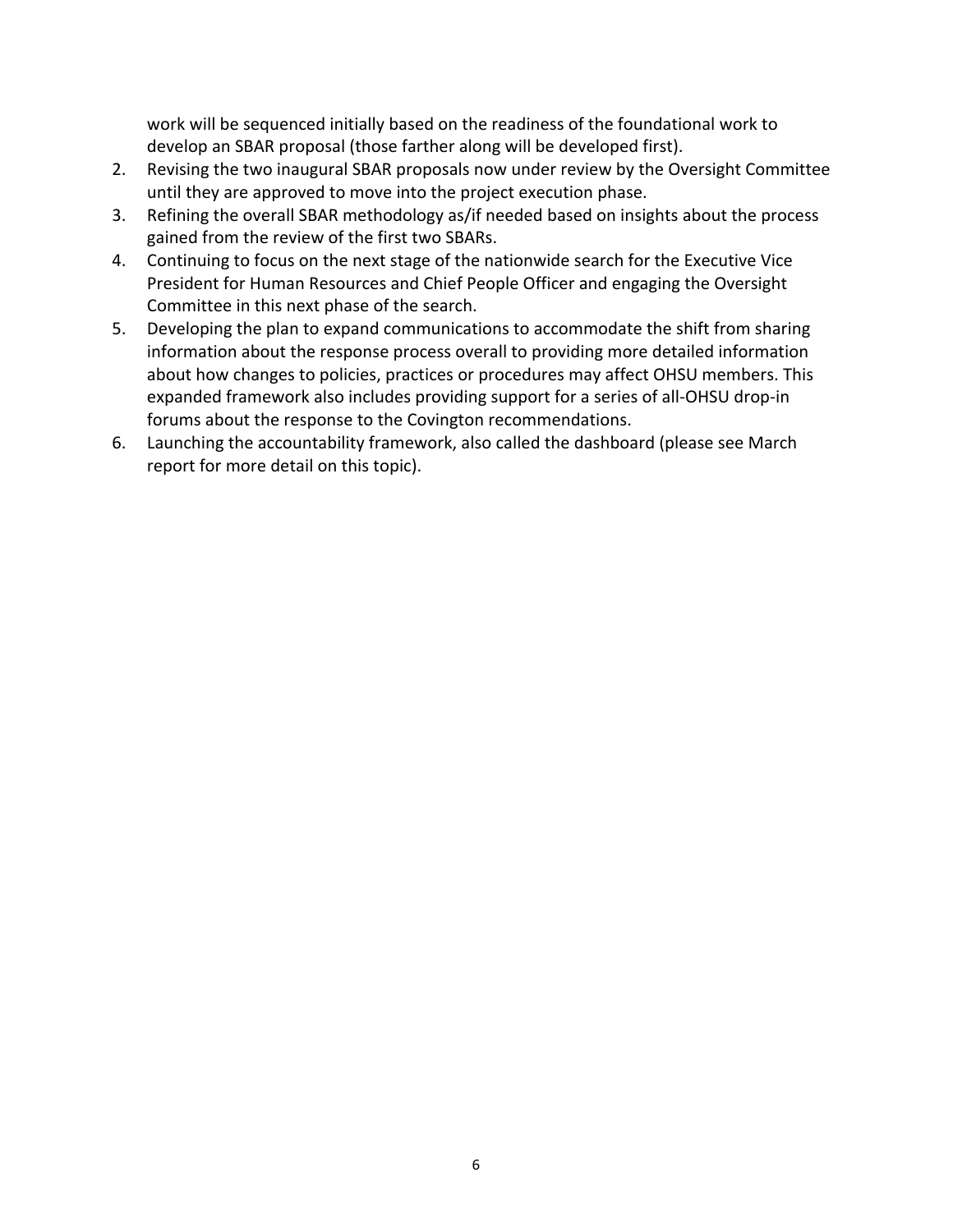work will be sequenced initially based on the readiness of the foundational work to develop an SBAR proposal (those farther along will be developed first).

2. Revising the two inaugural SBAR proposals now under review by the Oversight Committee until they are approved to move into the project execution phase.
3. Refining the overall SBAR methodology as/if needed based on insights about the process gained from the review of the first two SBARs.
4. Continuing to focus on the next stage of the nationwide search for the Executive Vice President for Human Resources and Chief People Officer and engaging the Oversight Committee in this next phase of the search.
5. Developing the plan to expand communications to accommodate the shift from sharing information about the response process overall to providing more detailed information about how changes to policies, practices or procedures may affect OHSU members. This expanded framework also includes providing support for a series of all-OHSU drop-in forums about the response to the Covington recommendations.
6. Launching the accountability framework, also called the dashboard (please see March report for more detail on this topic).